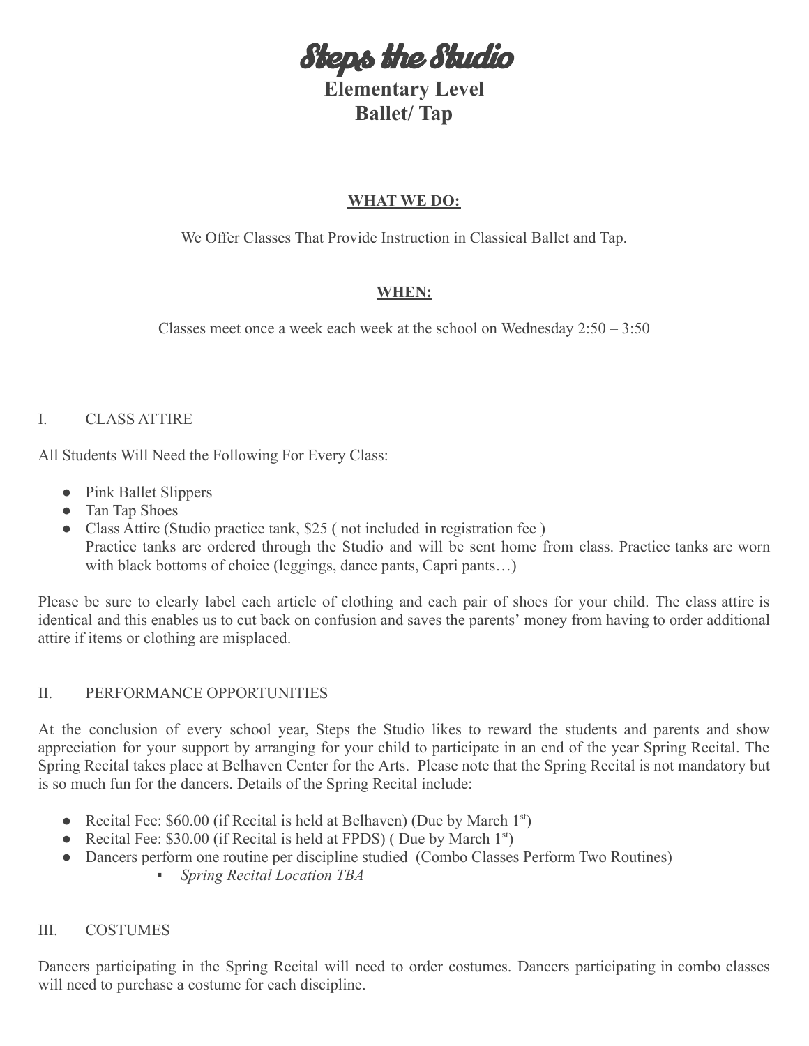# Steps the Studio

## Elementary Level
## Ballet/ Tap

**WHAT WE DO:**

We Offer Classes That Provide Instruction in Classical Ballet and Tap.

**WHEN:**

Classes meet once a week each week at the school on Wednesday 2:50 – 3:50

### I. CLASS ATTIRE

All Students Will Need the Following For Every Class:

- Pink Ballet Slippers
- Tan Tap Shoes
- Class Attire (Studio practice tank, $25 ( not included in registration fee )
  Practice tanks are ordered through the Studio and will be sent home from class. Practice tanks are worn with black bottoms of choice (leggings, dance pants, Capri pants…)

Please be sure to clearly label each article of clothing and each pair of shoes for your child. The class attire is identical and this enables us to cut back on confusion and saves the parents' money from having to order additional attire if items or clothing are misplaced.

### II. PERFORMANCE OPPORTUNITIES

At the conclusion of every school year, Steps the Studio likes to reward the students and parents and show appreciation for your support by arranging for your child to participate in an end of the year Spring Recital. The Spring Recital takes place at Belhaven Center for the Arts. Please note that the Spring Recital is not mandatory but is so much fun for the dancers. Details of the Spring Recital include:

- Recital Fee: $60.00 (if Recital is held at Belhaven) (Due by March 1st)
- Recital Fee: $30.00 (if Recital is held at FPDS) ( Due by March 1st)
- Dancers perform one routine per discipline studied (Combo Classes Perform Two Routines)
  - *Spring Recital Location TBA*

### III. COSTUMES

Dancers participating in the Spring Recital will need to order costumes. Dancers participating in combo classes will need to purchase a costume for each discipline.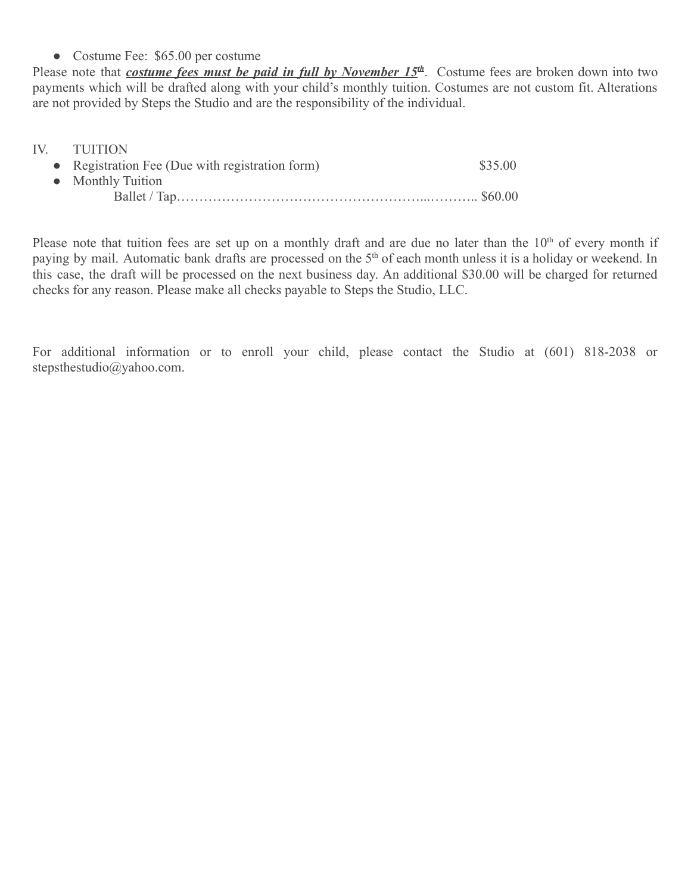- Costume Fee: $65.00 per costume

Please note that ***costume fees must be paid in full by November 15th***. Costume fees are broken down into two payments which will be drafted along with your child's monthly tuition. Costumes are not custom fit. Alterations are not provided by Steps the Studio and are the responsibility of the individual.

## IV. TUITION

- Registration Fee (Due with registration form) $35.00
- Monthly Tuition
  - Ballet / Tap……………………………………………………...……….. $60.00

Please note that tuition fees are set up on a monthly draft and are due no later than the 10th of every month if paying by mail. Automatic bank drafts are processed on the 5th of each month unless it is a holiday or weekend. In this case, the draft will be processed on the next business day. An additional $30.00 will be charged for returned checks for any reason. Please make all checks payable to Steps the Studio, LLC.

For additional information or to enroll your child, please contact the Studio at (601) 818-2038 or stepsthestudio@yahoo.com.